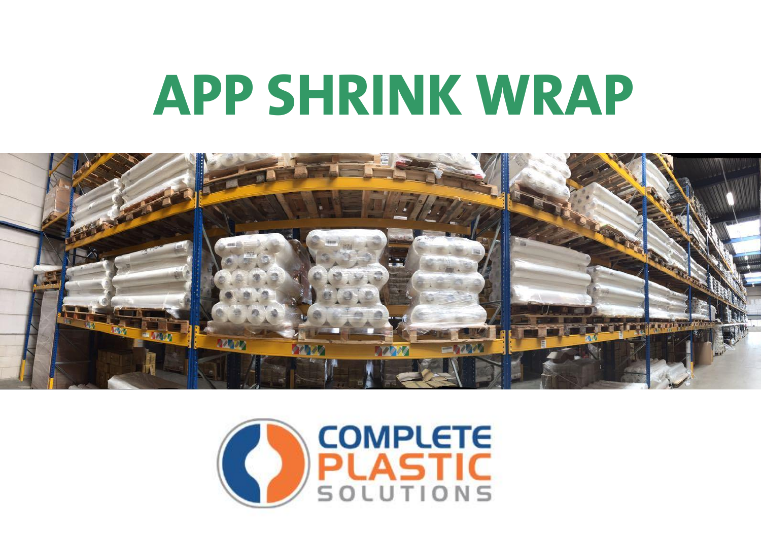# APP SHRINK WRAP

COMPLETE PLASTIC SOLUTIONS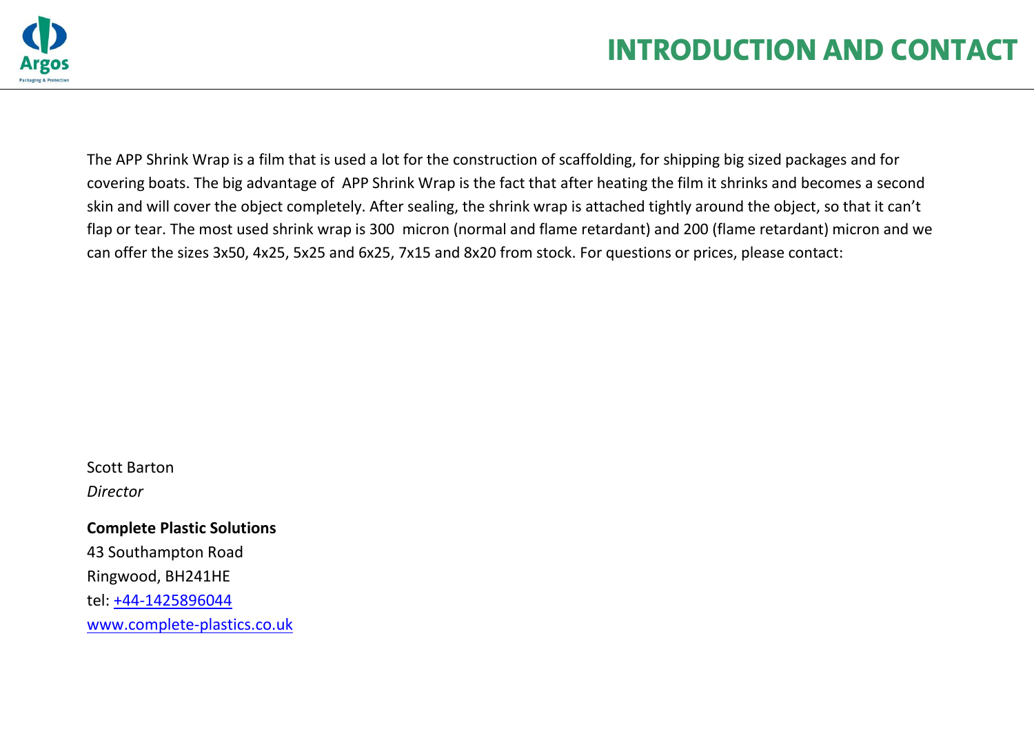# INTRODUCTION AND CONTACT

The APP Shrink Wrap is a film that is used a lot for the construction of scaffolding, for shipping big sized packages and for covering boats. The big advantage of APP Shrink Wrap is the fact that after heating the film it shrinks and becomes a second skin and will cover the object completely. After sealing, the shrink wrap is attached tightly around the object, so that it can't flap or tear. The most used shrink wrap is 300 micron (normal and flame retardant) and 200 (flame retardant) micron and we can offer the sizes 3x50, 4x25, 5x25 and 6x25, 7x15 and 8x20 from stock. For questions or prices, please contact:

Scott Barton
*Director*

**Complete Plastic Solutions**
43 Southampton Road
Ringwood, BH241HE
tel: +44-1425896044
www.complete-plastics.co.uk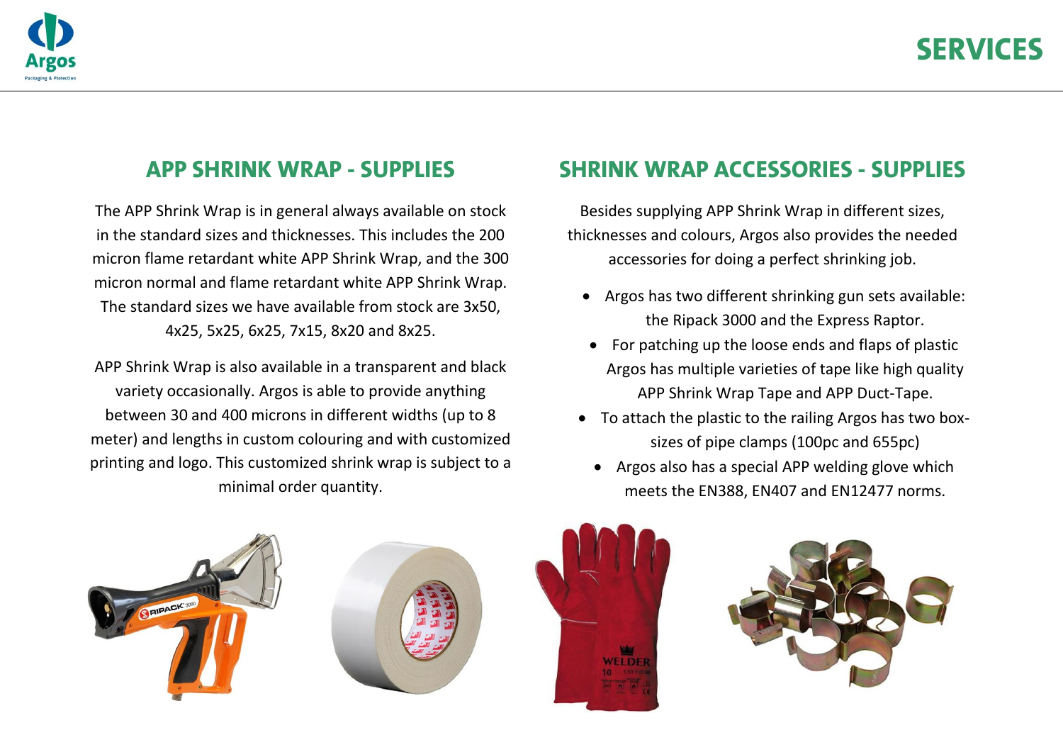# SERVICES

## APP SHRINK WRAP - SUPPLIES

The APP Shrink Wrap is in general always available on stock in the standard sizes and thicknesses. This includes the 200 micron flame retardant white APP Shrink Wrap, and the 300 micron normal and flame retardant white APP Shrink Wrap. The standard sizes we have available from stock are 3x50, 4x25, 5x25, 6x25, 7x15, 8x20 and 8x25.

APP Shrink Wrap is also available in a transparent and black variety occasionally. Argos is able to provide anything between 30 and 400 microns in different widths (up to 8 meter) and lengths in custom colouring and with customized printing and logo. This customized shrink wrap is subject to a minimal order quantity.

## SHRINK WRAP ACCESSORIES - SUPPLIES

Besides supplying APP Shrink Wrap in different sizes, thicknesses and colours, Argos also provides the needed accessories for doing a perfect shrinking job.

- Argos has two different shrinking gun sets available: the Ripack 3000 and the Express Raptor.
- For patching up the loose ends and flaps of plastic Argos has multiple varieties of tape like high quality APP Shrink Wrap Tape and APP Duct-Tape.
- To attach the plastic to the railing Argos has two box-sizes of pipe clamps (100pc and 655pc)
- Argos also has a special APP welding glove which meets the EN388, EN407 and EN12477 norms.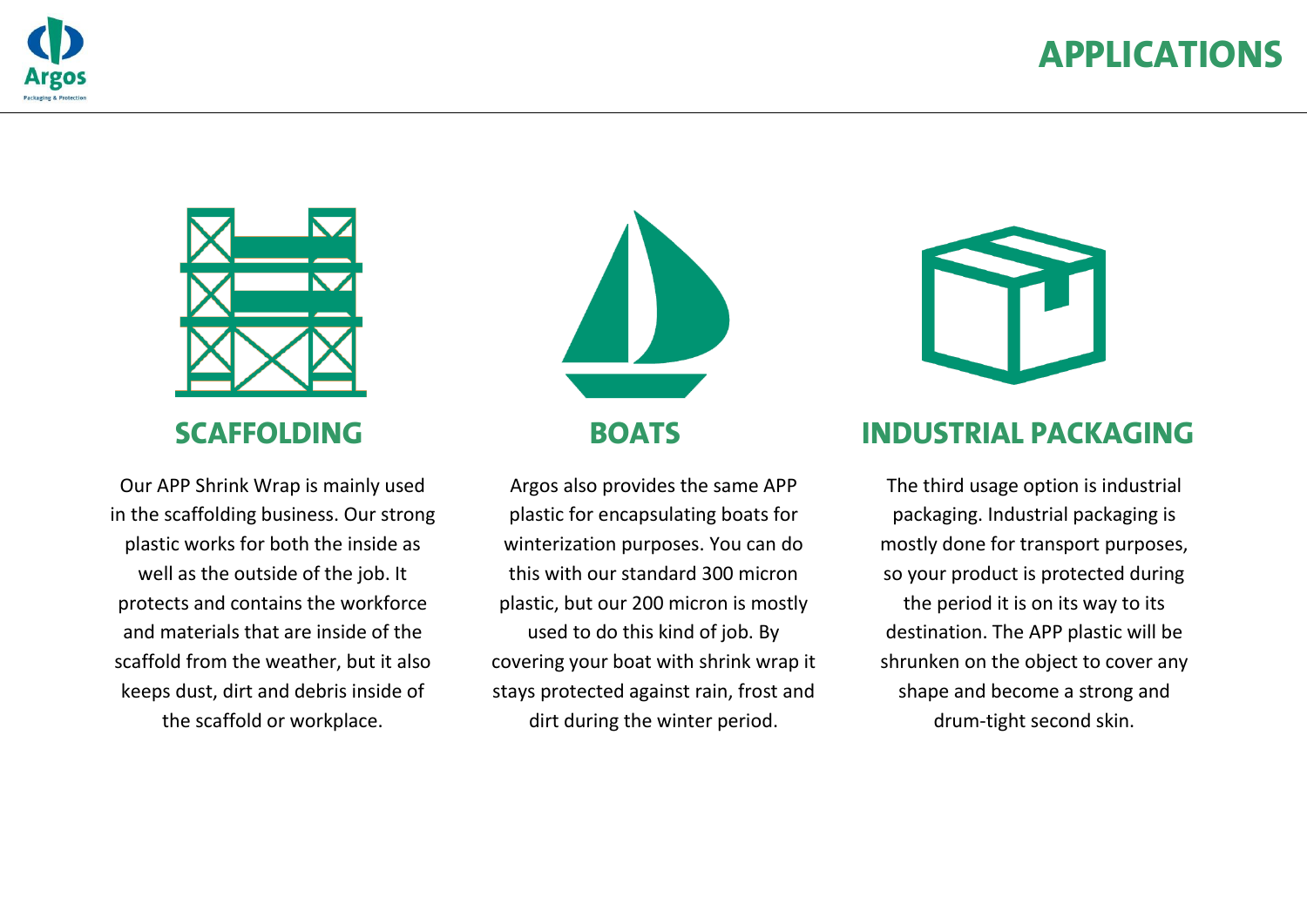# APPLICATIONS

## SCAFFOLDING

Our APP Shrink Wrap is mainly used in the scaffolding business. Our strong plastic works for both the inside as well as the outside of the job. It protects and contains the workforce and materials that are inside of the scaffold from the weather, but it also keeps dust, dirt and debris inside of the scaffold or workplace.

## BOATS

Argos also provides the same APP plastic for encapsulating boats for winterization purposes. You can do this with our standard 300 micron plastic, but our 200 micron is mostly used to do this kind of job. By covering your boat with shrink wrap it stays protected against rain, frost and dirt during the winter period.

## INDUSTRIAL PACKAGING

The third usage option is industrial packaging. Industrial packaging is mostly done for transport purposes, so your product is protected during the period it is on its way to its destination. The APP plastic will be shrunken on the object to cover any shape and become a strong and drum-tight second skin.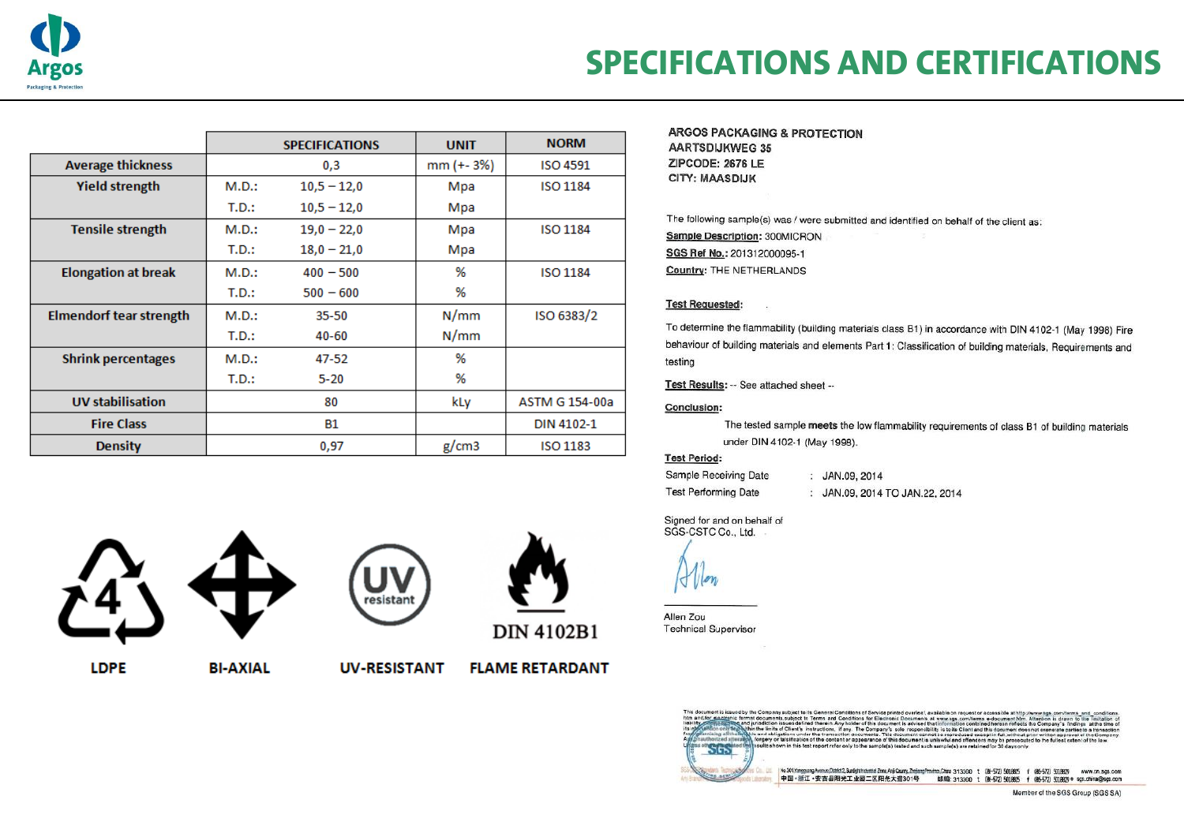# SPECIFICATIONS AND CERTIFICATIONS

| | SPECIFICATIONS | | UNIT | NORM |
|---|---|---|---|---|
| Average thickness | | 0,3 | mm (+- 3%) | ISO 4591 |
| Yield strength | M.D.: | 10,5 – 12,0 | Mpa | ISO 1184 |
| | T.D.: | 10,5 – 12,0 | Mpa | |
| Tensile strength | M.D.: | 19,0 – 22,0 | Mpa | ISO 1184 |
| | T.D.: | 18,0 – 21,0 | Mpa | |
| Elongation at break | M.D.: | 400 – 500 | % | ISO 1184 |
| | T.D.: | 500 – 600 | % | |
| Elmendorf tear strength | M.D.: | 35-50 | N/mm | ISO 6383/2 |
| | T.D.: | 40-60 | N/mm | |
| Shrink percentages | M.D.: | 47-52 | % | |
| | T.D.: | 5-20 | % | |
| UV stabilisation | | 80 | kLy | ASTM G 154-00a |
| Fire Class | | B1 | | DIN 4102-1 |
| Density | | 0,97 | g/cm3 | ISO 1183 |

LDPE

BI-AXIAL

UV-RESISTANT

DIN 4102B1

FLAME RETARDANT

ARGOS PACKAGING & PROTECTION
AARTSDIJKWEG 35
ZIPCODE: 2676 LE
CITY: MAASDIJK

The following sample(s) was / were submitted and identified on behalf of the client as:

**Sample Description**: 300MICRON

**SGS Ref No.**: 201312000095-1

**Country**: THE NETHERLANDS

**Test Requested**:

To determine the flammability (building materials class B1) in accordance with DIN 4102-1 (May 1998) Fire behaviour of building materials and elements Part 1: Classification of building materials, Requirements and testing

**Test Results**: -- See attached sheet --

**Conclusion**:

The tested sample **meets** the low flammability requirements of class B1 of building materials under DIN 4102-1 (May 1998).

**Test Period**:

Sample Receiving Date : JAN.09, 2014

Test Performing Date : JAN.09, 2014 TO JAN.22, 2014

Signed for and on behalf of
SGS-CSTC Co., Ltd.

Allen Zou
Technical Supervisor

Member of the SGS Group (SGS SA)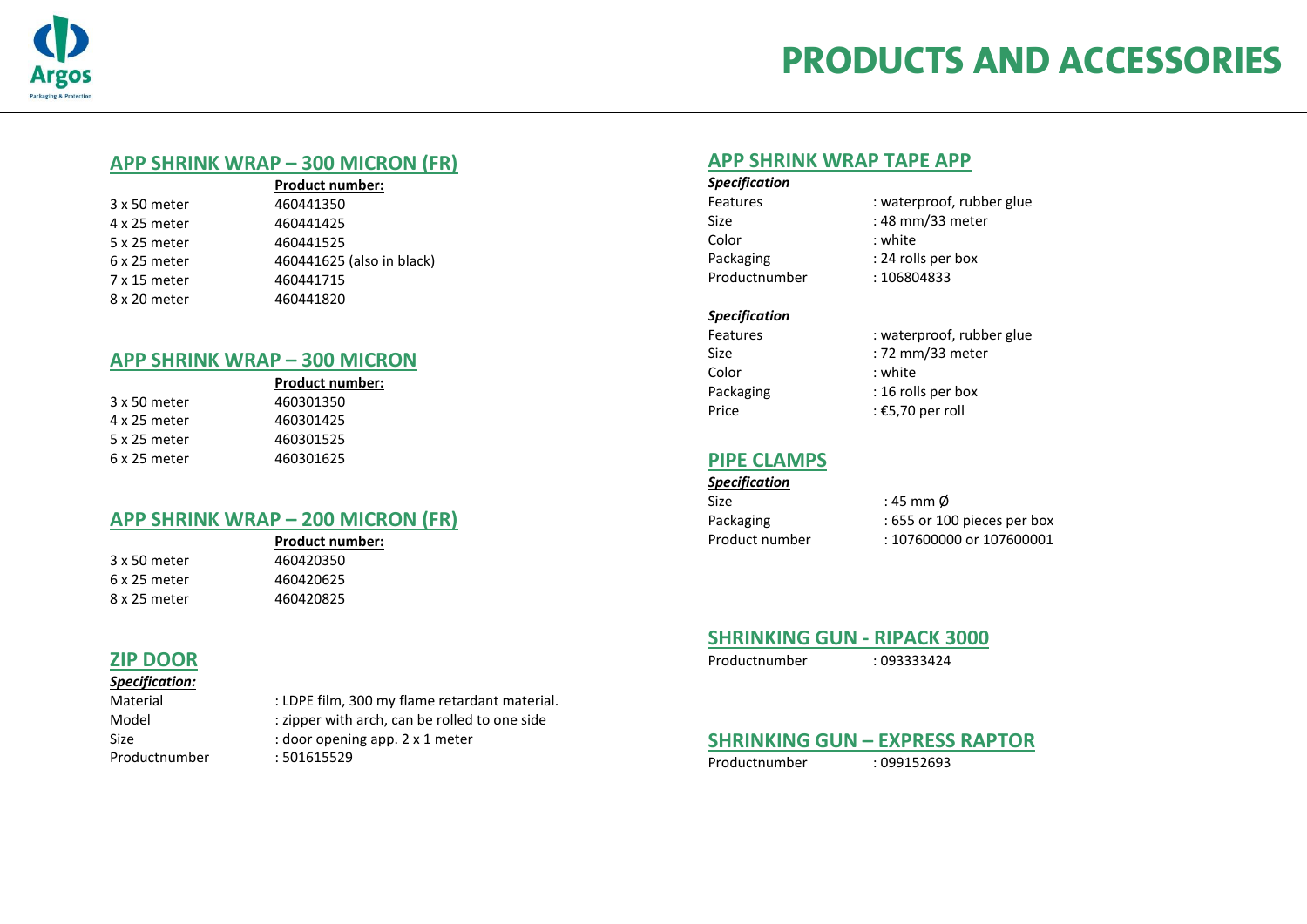# PRODUCTS AND ACCESSORIES

## APP SHRINK WRAP – 300 MICRON (FR)

| | Product number: |
|---|---|
| 3 x 50 meter | 460441350 |
| 4 x 25 meter | 460441425 |
| 5 x 25 meter | 460441525 |
| 6 x 25 meter | 460441625 (also in black) |
| 7 x 15 meter | 460441715 |
| 8 x 20 meter | 460441820 |

## APP SHRINK WRAP – 300 MICRON

| | Product number: |
|---|---|
| 3 x 50 meter | 460301350 |
| 4 x 25 meter | 460301425 |
| 5 x 25 meter | 460301525 |
| 6 x 25 meter | 460301625 |

## APP SHRINK WRAP – 200 MICRON (FR)

| | Product number: |
|---|---|
| 3 x 50 meter | 460420350 |
| 6 x 25 meter | 460420625 |
| 8 x 25 meter | 460420825 |

## ZIP DOOR

***Specification:***

Material : LDPE film, 300 my flame retardant material.
Model : zipper with arch, can be rolled to one side
Size : door opening app. 2 x 1 meter
Productnumber : 501615529

## APP SHRINK WRAP TAPE APP

***Specification***

Features : waterproof, rubber glue
Size : 48 mm/33 meter
Color : white
Packaging : 24 rolls per box
Productnumber : 106804833

***Specification***

Features : waterproof, rubber glue
Size : 72 mm/33 meter
Color : white
Packaging : 16 rolls per box
Price : €5,70 per roll

## PIPE CLAMPS

***Specification***

Size : 45 mm Ø
Packaging : 655 or 100 pieces per box
Product number : 107600000 or 107600001

## SHRINKING GUN - RIPACK 3000

Productnumber : 093333424

## SHRINKING GUN – EXPRESS RAPTOR

Productnumber : 099152693